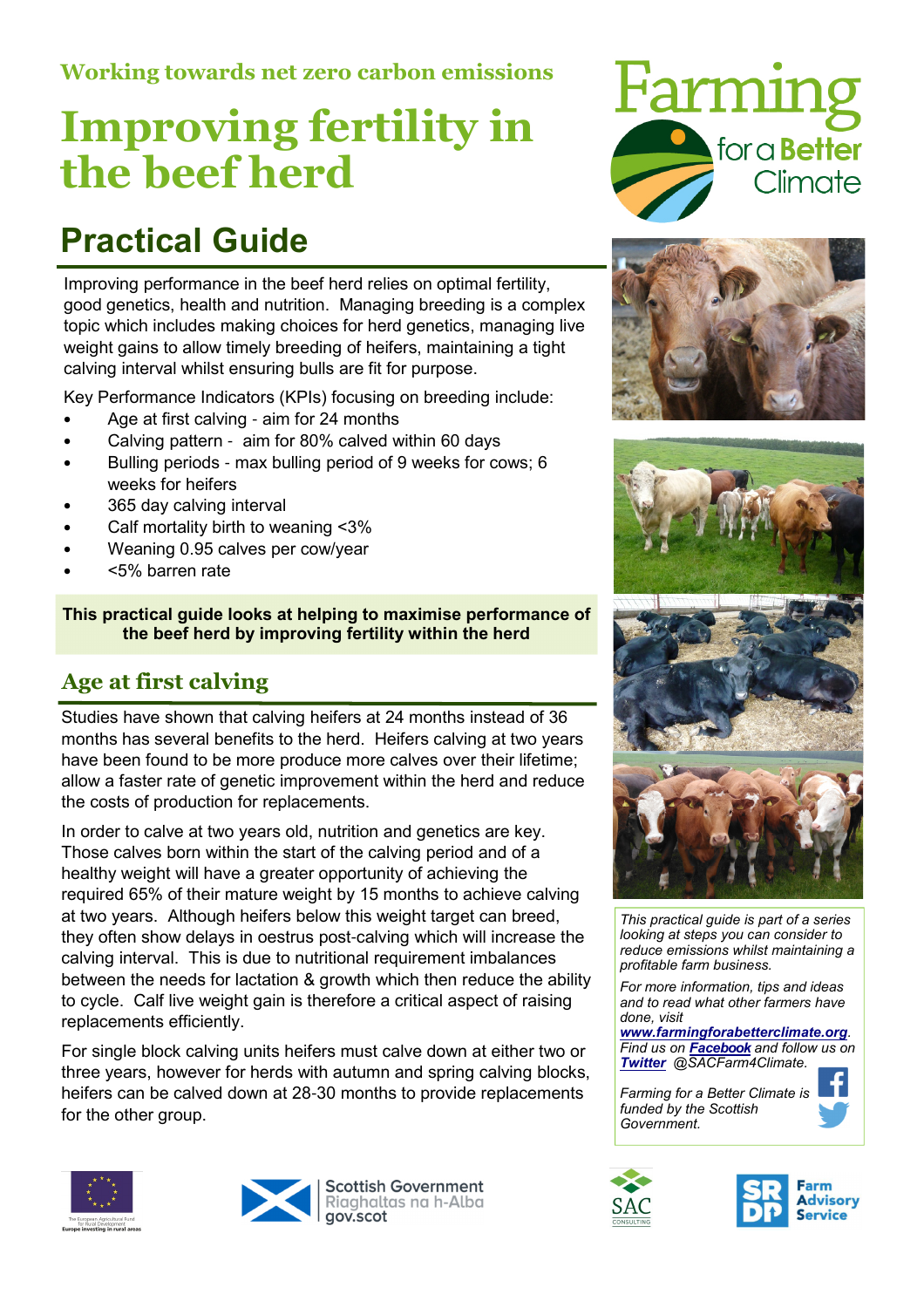Working towards net zero carbon emissions

# Improving fertility in the beef herd

Farming for a Better Climate

## Practical Guide

Improving performance in the beef herd relies on optimal fertility, good genetics, health and nutrition. Managing breeding is a complex topic which includes making choices for herd genetics, managing live weight gains to allow timely breeding of heifers, maintaining a tight calving interval whilst ensuring bulls are fit for purpose.

Key Performance Indicators (KPIs) focusing on breeding include:

- Age at first calving - aim for 24 months
- Calving pattern - aim for 80% calved within 60 days
- Bulling periods - max bulling period of 9 weeks for cows; 6 weeks for heifers
- 365 day calving interval
- Calf mortality birth to weaning <3%
- Weaning 0.95 calves per cow/year
- <5% barren rate

**This practical guide looks at helping to maximise performance of the beef herd by improving fertility within the herd**

## Age at first calving

Studies have shown that calving heifers at 24 months instead of 36 months has several benefits to the herd. Heifers calving at two years have been found to be more produce more calves over their lifetime; allow a faster rate of genetic improvement within the herd and reduce the costs of production for replacements.

In order to calve at two years old, nutrition and genetics are key. Those calves born within the start of the calving period and of a healthy weight will have a greater opportunity of achieving the required 65% of their mature weight by 15 months to achieve calving at two years. Although heifers below this weight target can breed, they often show delays in oestrus post-calving which will increase the calving interval. This is due to nutritional requirement imbalances between the needs for lactation & growth which then reduce the ability to cycle. Calf live weight gain is therefore a critical aspect of raising replacements efficiently.

For single block calving units heifers must calve down at either two or three years, however for herds with autumn and spring calving blocks, heifers can be calved down at 28-30 months to provide replacements for the other group.

*This practical guide is part of a series looking at steps you can consider to reduce emissions whilst maintaining a profitable farm business.*

*For more information, tips and ideas and to read what other farmers have done, visit* ***www.farmingforabetterclimate.org****.*
*Find us on* ***Facebook*** *and follow us on* ***Twitter*** *@SACFarm4Climate.*

*Farming for a Better Climate is funded by the Scottish Government.*

The European Agricultural Fund for Rural Development: Europe investing in rural areas

Scottish Government
Riaghaltas na h-Alba
gov.scot

SAC Consulting

SRDP Farm Advisory Service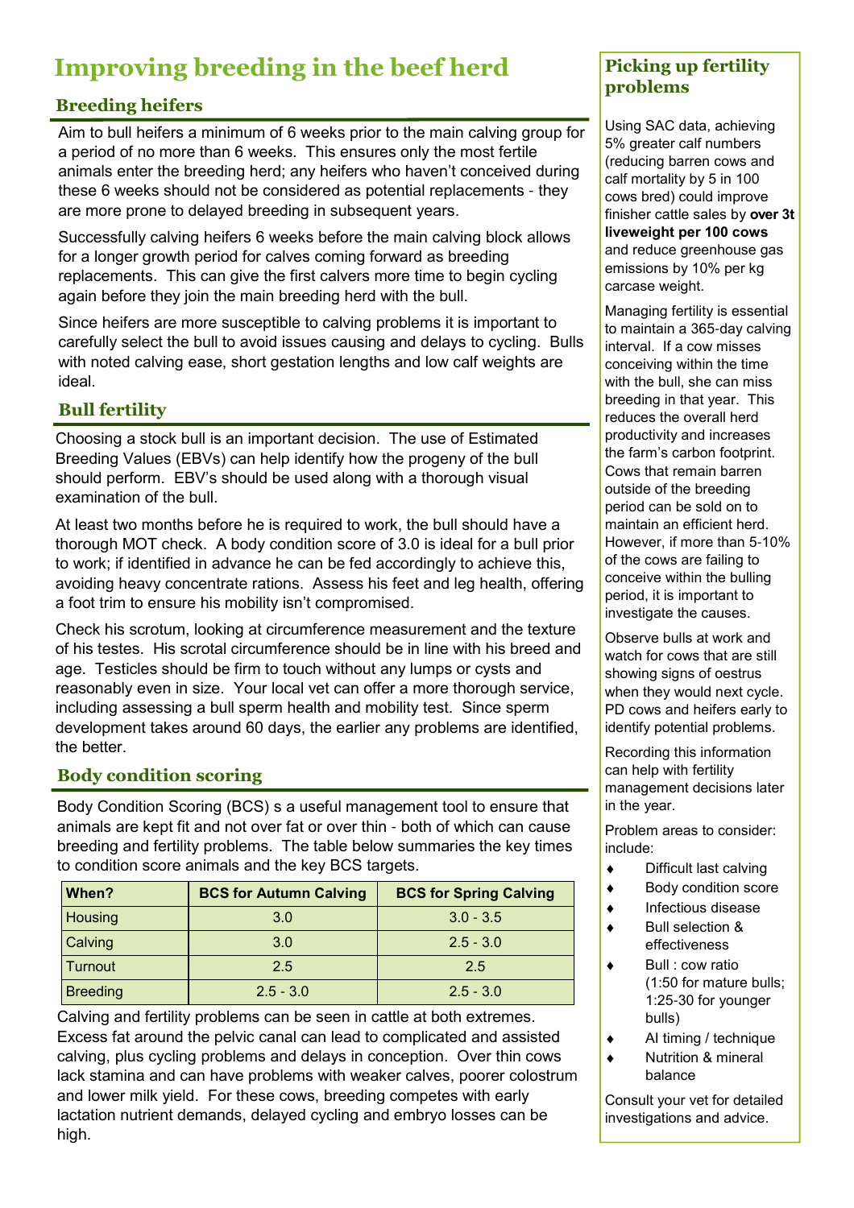# Improving breeding in the beef herd

## Breeding heifers

Aim to bull heifers a minimum of 6 weeks prior to the main calving group for a period of no more than 6 weeks. This ensures only the most fertile animals enter the breeding herd; any heifers who haven't conceived during these 6 weeks should not be considered as potential replacements - they are more prone to delayed breeding in subsequent years.

Successfully calving heifers 6 weeks before the main calving block allows for a longer growth period for calves coming forward as breeding replacements. This can give the first calvers more time to begin cycling again before they join the main breeding herd with the bull.

Since heifers are more susceptible to calving problems it is important to carefully select the bull to avoid issues causing and delays to cycling. Bulls with noted calving ease, short gestation lengths and low calf weights are ideal.

## Bull fertility

Choosing a stock bull is an important decision. The use of Estimated Breeding Values (EBVs) can help identify how the progeny of the bull should perform. EBV's should be used along with a thorough visual examination of the bull.

At least two months before he is required to work, the bull should have a thorough MOT check. A body condition score of 3.0 is ideal for a bull prior to work; if identified in advance he can be fed accordingly to achieve this, avoiding heavy concentrate rations. Assess his feet and leg health, offering a foot trim to ensure his mobility isn't compromised.

Check his scrotum, looking at circumference measurement and the texture of his testes. His scrotal circumference should be in line with his breed and age. Testicles should be firm to touch without any lumps or cysts and reasonably even in size. Your local vet can offer a more thorough service, including assessing a bull sperm health and mobility test. Since sperm development takes around 60 days, the earlier any problems are identified, the better.

## Body condition scoring

Body Condition Scoring (BCS) s a useful management tool to ensure that animals are kept fit and not over fat or over thin - both of which can cause breeding and fertility problems. The table below summaries the key times to condition score animals and the key BCS targets.

| When? | BCS for Autumn Calving | BCS for Spring Calving |
|---|---|---|
| Housing | 3.0 | 3.0 - 3.5 |
| Calving | 3.0 | 2.5 - 3.0 |
| Turnout | 2.5 | 2.5 |
| Breeding | 2.5 - 3.0 | 2.5 - 3.0 |

Calving and fertility problems can be seen in cattle at both extremes. Excess fat around the pelvic canal can lead to complicated and assisted calving, plus cycling problems and delays in conception. Over thin cows lack stamina and can have problems with weaker calves, poorer colostrum and lower milk yield. For these cows, breeding competes with early lactation nutrient demands, delayed cycling and embryo losses can be high.

## Picking up fertility problems

Using SAC data, achieving 5% greater calf numbers (reducing barren cows and calf mortality by 5 in 100 cows bred) could improve finisher cattle sales by **over 3t liveweight per 100 cows** and reduce greenhouse gas emissions by 10% per kg carcase weight.

Managing fertility is essential to maintain a 365-day calving interval. If a cow misses conceiving within the time with the bull, she can miss breeding in that year. This reduces the overall herd productivity and increases the farm's carbon footprint. Cows that remain barren outside of the breeding period can be sold on to maintain an efficient herd. However, if more than 5-10% of the cows are failing to conceive within the bulling period, it is important to investigate the causes.

Observe bulls at work and watch for cows that are still showing signs of oestrus when they would next cycle. PD cows and heifers early to identify potential problems.

Recording this information can help with fertility management decisions later in the year.

Problem areas to consider: include:

- Difficult last calving
- Body condition score
- Infectious disease
- Bull selection & effectiveness
- Bull : cow ratio (1:50 for mature bulls; 1:25-30 for younger bulls)
- AI timing / technique
- Nutrition & mineral balance

Consult your vet for detailed investigations and advice.